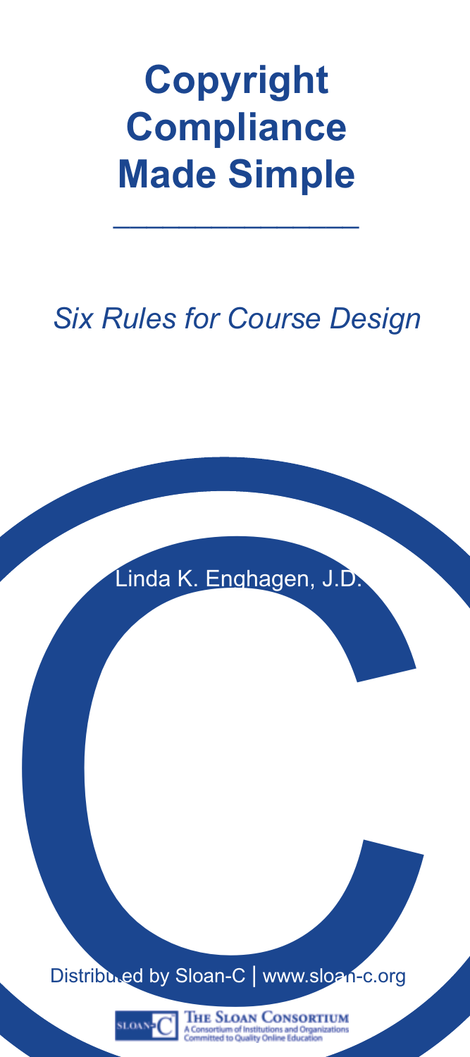# Copyright Compliance Made Simple

---

*Six Rules for Course Design*

Linda K. Enghagen, J.D.

Distributed by Sloan-C | www.sloan-c.org

THE SLOAN CONSORTIUM
A Consortium of Institutions and Organizations Committed to Quality Online Education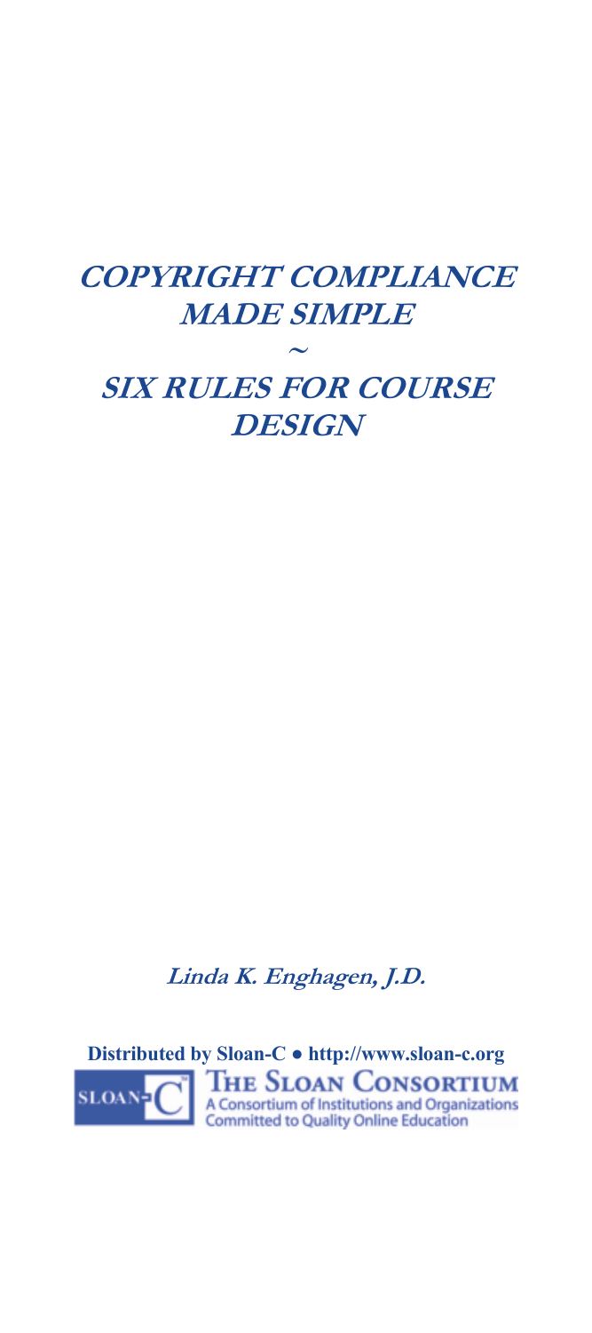# COPYRIGHT COMPLIANCE MADE SIMPLE

~

# SIX RULES FOR COURSE DESIGN

*Linda K. Enghagen, J.D.*

**Distributed by Sloan-C • http://www.sloan-c.org**

SLOAN-C

THE SLOAN CONSORTIUM
A Consortium of Institutions and Organizations Committed to Quality Online Education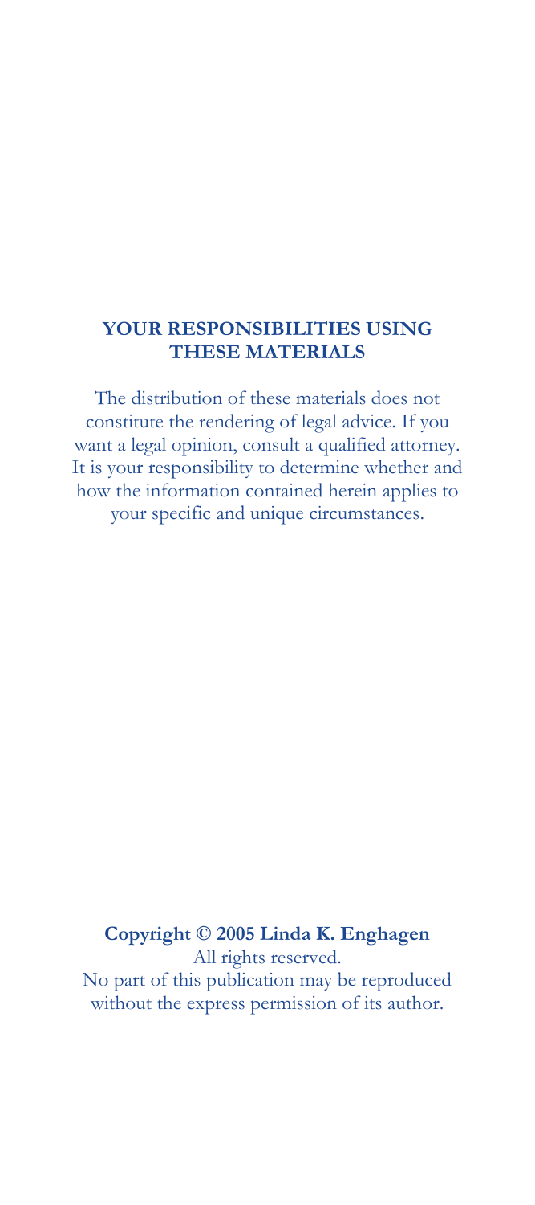## YOUR RESPONSIBILITIES USING THESE MATERIALS

The distribution of these materials does not constitute the rendering of legal advice. If you want a legal opinion, consult a qualified attorney. It is your responsibility to determine whether and how the information contained herein applies to your specific and unique circumstances.

**Copyright © 2005 Linda K. Enghagen**

All rights reserved.

No part of this publication may be reproduced without the express permission of its author.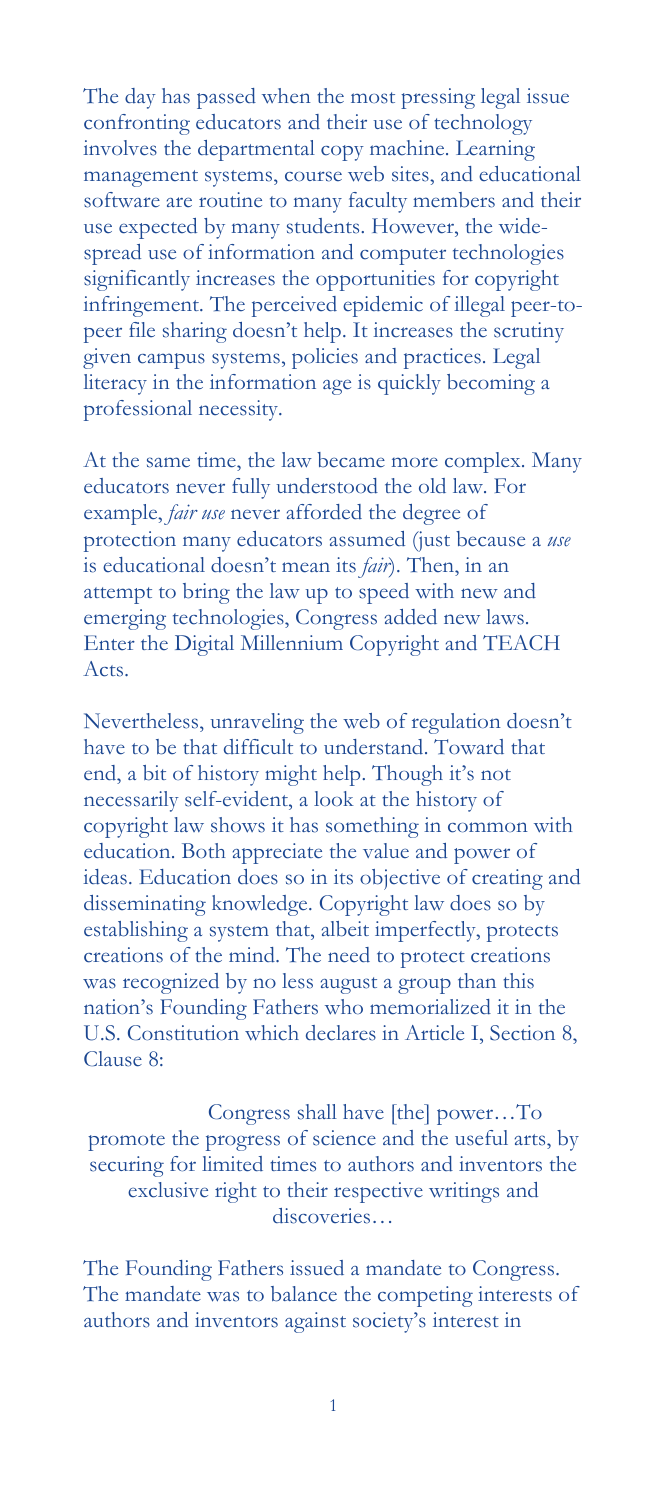The day has passed when the most pressing legal issue confronting educators and their use of technology involves the departmental copy machine. Learning management systems, course web sites, and educational software are routine to many faculty members and their use expected by many students. However, the wide-spread use of information and computer technologies significantly increases the opportunities for copyright infringement. The perceived epidemic of illegal peer-to-peer file sharing doesn't help. It increases the scrutiny given campus systems, policies and practices. Legal literacy in the information age is quickly becoming a professional necessity.

At the same time, the law became more complex. Many educators never fully understood the old law. For example, *fair use* never afforded the degree of protection many educators assumed (just because a *use* is educational doesn't mean its *fair*). Then, in an attempt to bring the law up to speed with new and emerging technologies, Congress added new laws. Enter the Digital Millennium Copyright and TEACH Acts.

Nevertheless, unraveling the web of regulation doesn't have to be that difficult to understand. Toward that end, a bit of history might help. Though it's not necessarily self-evident, a look at the history of copyright law shows it has something in common with education. Both appreciate the value and power of ideas. Education does so in its objective of creating and disseminating knowledge. Copyright law does so by establishing a system that, albeit imperfectly, protects creations of the mind. The need to protect creations was recognized by no less august a group than this nation's Founding Fathers who memorialized it in the U.S. Constitution which declares in Article I, Section 8, Clause 8:

> Congress shall have [the] power…To promote the progress of science and the useful arts, by securing for limited times to authors and inventors the exclusive right to their respective writings and discoveries…

The Founding Fathers issued a mandate to Congress. The mandate was to balance the competing interests of authors and inventors against society's interest in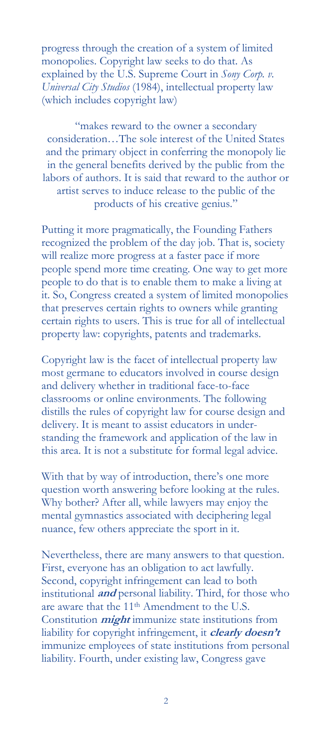progress through the creation of a system of limited monopolies. Copyright law seeks to do that. As explained by the U.S. Supreme Court in *Sony Corp. v. Universal City Studios* (1984), intellectual property law (which includes copyright law)

> "makes reward to the owner a secondary consideration…The sole interest of the United States and the primary object in conferring the monopoly lie in the general benefits derived by the public from the labors of authors. It is said that reward to the author or artist serves to induce release to the public of the products of his creative genius."

Putting it more pragmatically, the Founding Fathers recognized the problem of the day job. That is, society will realize more progress at a faster pace if more people spend more time creating. One way to get more people to do that is to enable them to make a living at it. So, Congress created a system of limited monopolies that preserves certain rights to owners while granting certain rights to users. This is true for all of intellectual property law: copyrights, patents and trademarks.

Copyright law is the facet of intellectual property law most germane to educators involved in course design and delivery whether in traditional face-to-face classrooms or online environments. The following distills the rules of copyright law for course design and delivery. It is meant to assist educators in understanding the framework and application of the law in this area. It is not a substitute for formal legal advice.

With that by way of introduction, there's one more question worth answering before looking at the rules. Why bother? After all, while lawyers may enjoy the mental gymnastics associated with deciphering legal nuance, few others appreciate the sport in it.

Nevertheless, there are many answers to that question. First, everyone has an obligation to act lawfully. Second, copyright infringement can lead to both institutional ***and*** personal liability. Third, for those who are aware that the 11th Amendment to the U.S. Constitution ***might*** immunize state institutions from liability for copyright infringement, it ***clearly doesn't*** immunize employees of state institutions from personal liability. Fourth, under existing law, Congress gave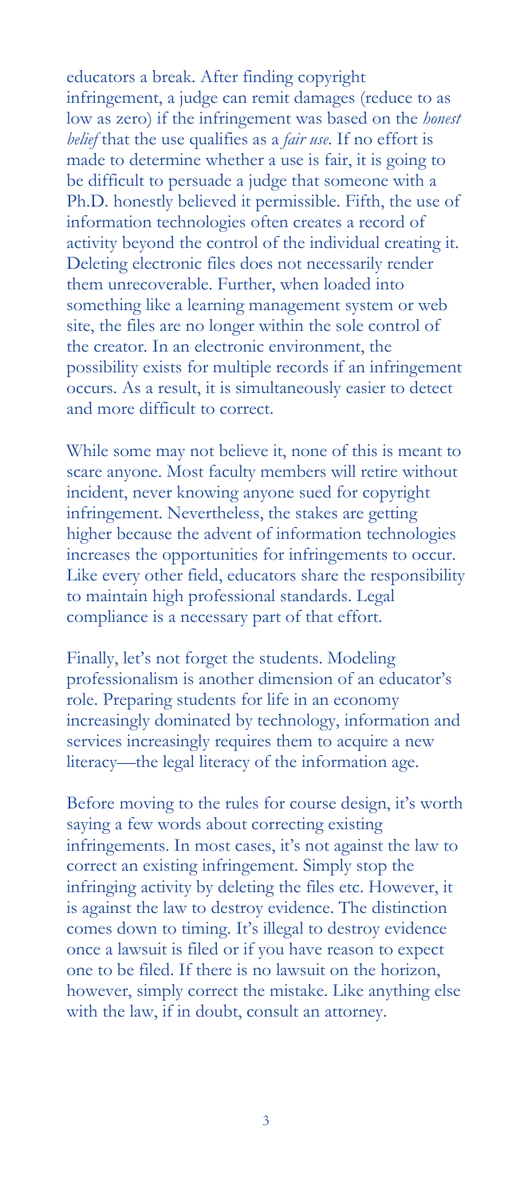educators a break. After finding copyright infringement, a judge can remit damages (reduce to as low as zero) if the infringement was based on the *honest belief* that the use qualifies as a *fair use*. If no effort is made to determine whether a use is fair, it is going to be difficult to persuade a judge that someone with a Ph.D. honestly believed it permissible. Fifth, the use of information technologies often creates a record of activity beyond the control of the individual creating it. Deleting electronic files does not necessarily render them unrecoverable. Further, when loaded into something like a learning management system or web site, the files are no longer within the sole control of the creator. In an electronic environment, the possibility exists for multiple records if an infringement occurs. As a result, it is simultaneously easier to detect and more difficult to correct.

While some may not believe it, none of this is meant to scare anyone. Most faculty members will retire without incident, never knowing anyone sued for copyright infringement. Nevertheless, the stakes are getting higher because the advent of information technologies increases the opportunities for infringements to occur. Like every other field, educators share the responsibility to maintain high professional standards. Legal compliance is a necessary part of that effort.

Finally, let's not forget the students. Modeling professionalism is another dimension of an educator's role. Preparing students for life in an economy increasingly dominated by technology, information and services increasingly requires them to acquire a new literacy—the legal literacy of the information age.

Before moving to the rules for course design, it's worth saying a few words about correcting existing infringements. In most cases, it's not against the law to correct an existing infringement. Simply stop the infringing activity by deleting the files etc. However, it is against the law to destroy evidence. The distinction comes down to timing. It's illegal to destroy evidence once a lawsuit is filed or if you have reason to expect one to be filed. If there is no lawsuit on the horizon, however, simply correct the mistake. Like anything else with the law, if in doubt, consult an attorney.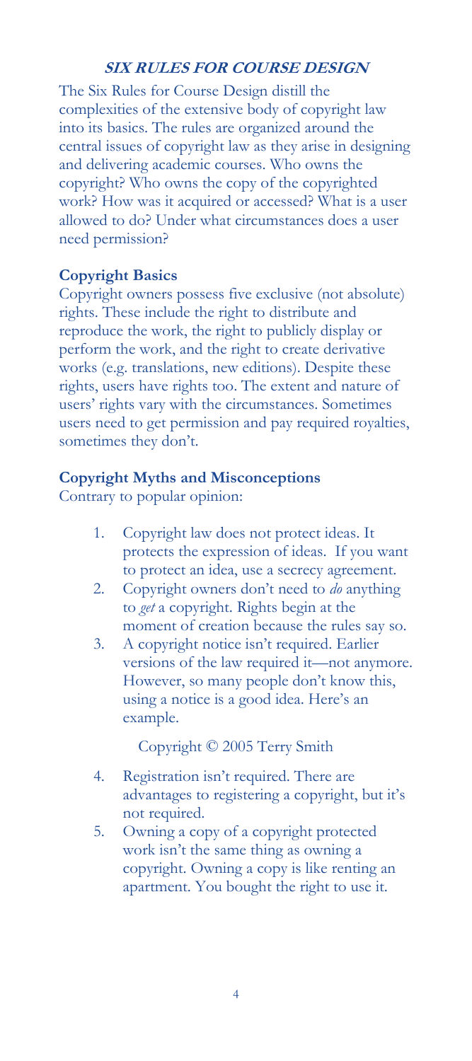## *SIX RULES FOR COURSE DESIGN*

The Six Rules for Course Design distill the complexities of the extensive body of copyright law into its basics. The rules are organized around the central issues of copyright law as they arise in designing and delivering academic courses. Who owns the copyright? Who owns the copy of the copyrighted work? How was it acquired or accessed? What is a user allowed to do? Under what circumstances does a user need permission?

### Copyright Basics

Copyright owners possess five exclusive (not absolute) rights. These include the right to distribute and reproduce the work, the right to publicly display or perform the work, and the right to create derivative works (e.g. translations, new editions). Despite these rights, users have rights too. The extent and nature of users' rights vary with the circumstances. Sometimes users need to get permission and pay required royalties, sometimes they don't.

### Copyright Myths and Misconceptions

Contrary to popular opinion:

1. Copyright law does not protect ideas. It protects the expression of ideas. If you want to protect an idea, use a secrecy agreement.
2. Copyright owners don't need to *do* anything to *get* a copyright. Rights begin at the moment of creation because the rules say so.
3. A copyright notice isn't required. Earlier versions of the law required it—not anymore. However, so many people don't know this, using a notice is a good idea. Here's an example.

   Copyright © 2005 Terry Smith

4. Registration isn't required. There are advantages to registering a copyright, but it's not required.
5. Owning a copy of a copyright protected work isn't the same thing as owning a copyright. Owning a copy is like renting an apartment. You bought the right to use it.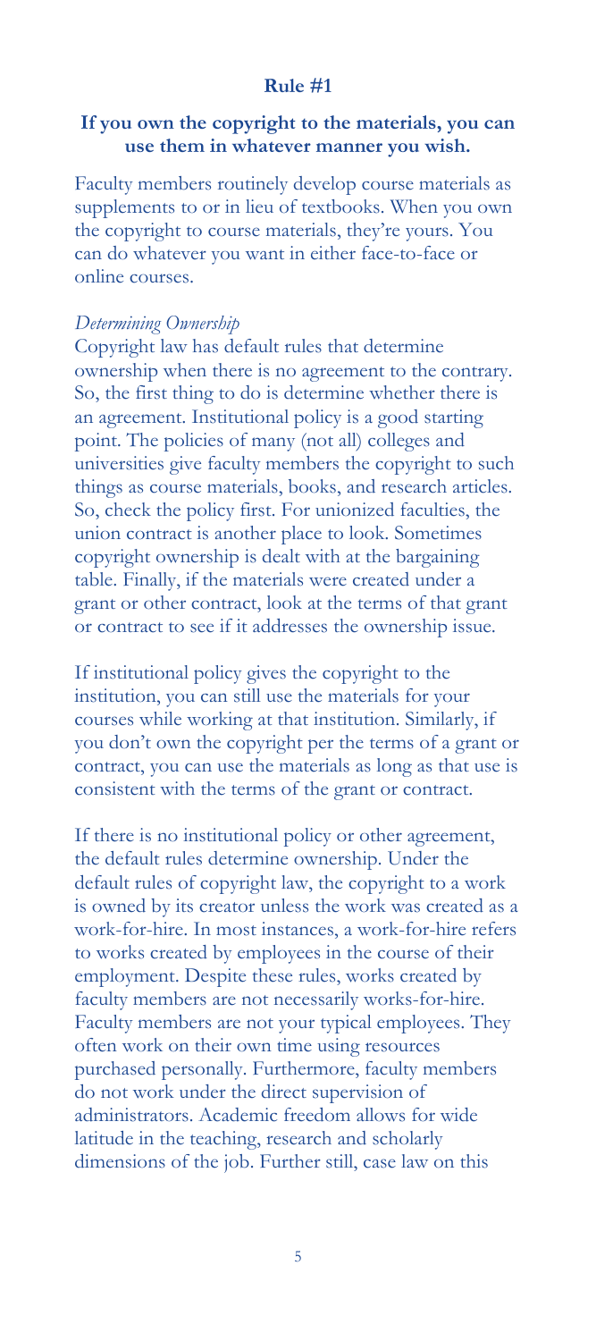## Rule #1

### If you own the copyright to the materials, you can use them in whatever manner you wish.

Faculty members routinely develop course materials as supplements to or in lieu of textbooks. When you own the copyright to course materials, they're yours. You can do whatever you want in either face-to-face or online courses.

*Determining Ownership*

Copyright law has default rules that determine ownership when there is no agreement to the contrary. So, the first thing to do is determine whether there is an agreement. Institutional policy is a good starting point. The policies of many (not all) colleges and universities give faculty members the copyright to such things as course materials, books, and research articles. So, check the policy first. For unionized faculties, the union contract is another place to look. Sometimes copyright ownership is dealt with at the bargaining table. Finally, if the materials were created under a grant or other contract, look at the terms of that grant or contract to see if it addresses the ownership issue.

If institutional policy gives the copyright to the institution, you can still use the materials for your courses while working at that institution. Similarly, if you don't own the copyright per the terms of a grant or contract, you can use the materials as long as that use is consistent with the terms of the grant or contract.

If there is no institutional policy or other agreement, the default rules determine ownership. Under the default rules of copyright law, the copyright to a work is owned by its creator unless the work was created as a work-for-hire. In most instances, a work-for-hire refers to works created by employees in the course of their employment. Despite these rules, works created by faculty members are not necessarily works-for-hire. Faculty members are not your typical employees. They often work on their own time using resources purchased personally. Furthermore, faculty members do not work under the direct supervision of administrators. Academic freedom allows for wide latitude in the teaching, research and scholarly dimensions of the job. Further still, case law on this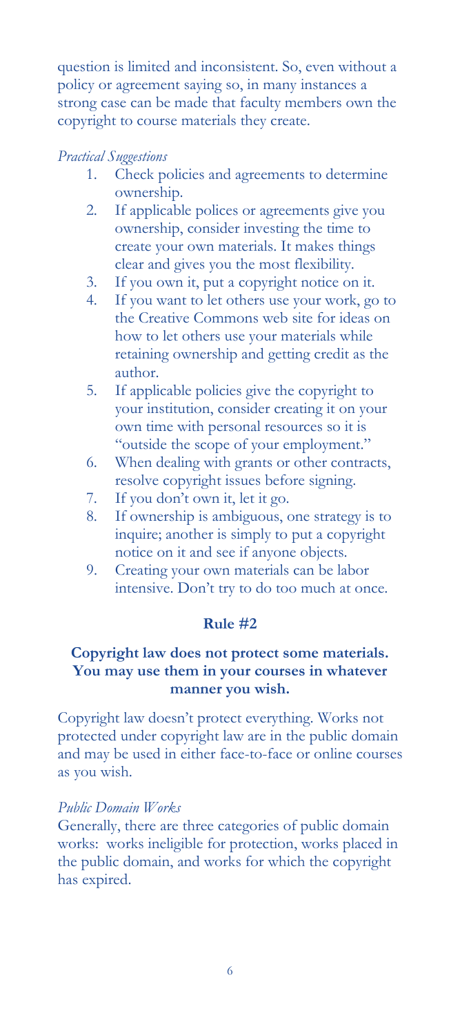question is limited and inconsistent. So, even without a policy or agreement saying so, in many instances a strong case can be made that faculty members own the copyright to course materials they create.

*Practical Suggestions*

1. Check policies and agreements to determine ownership.
2. If applicable polices or agreements give you ownership, consider investing the time to create your own materials. It makes things clear and gives you the most flexibility.
3. If you own it, put a copyright notice on it.
4. If you want to let others use your work, go to the Creative Commons web site for ideas on how to let others use your materials while retaining ownership and getting credit as the author.
5. If applicable policies give the copyright to your institution, consider creating it on your own time with personal resources so it is "outside the scope of your employment."
6. When dealing with grants or other contracts, resolve copyright issues before signing.
7. If you don't own it, let it go.
8. If ownership is ambiguous, one strategy is to inquire; another is simply to put a copyright notice on it and see if anyone objects.
9. Creating your own materials can be labor intensive. Don't try to do too much at once.

## Rule #2

### Copyright law does not protect some materials. You may use them in your courses in whatever manner you wish.

Copyright law doesn't protect everything. Works not protected under copyright law are in the public domain and may be used in either face-to-face or online courses as you wish.

*Public Domain Works*

Generally, there are three categories of public domain works: works ineligible for protection, works placed in the public domain, and works for which the copyright has expired.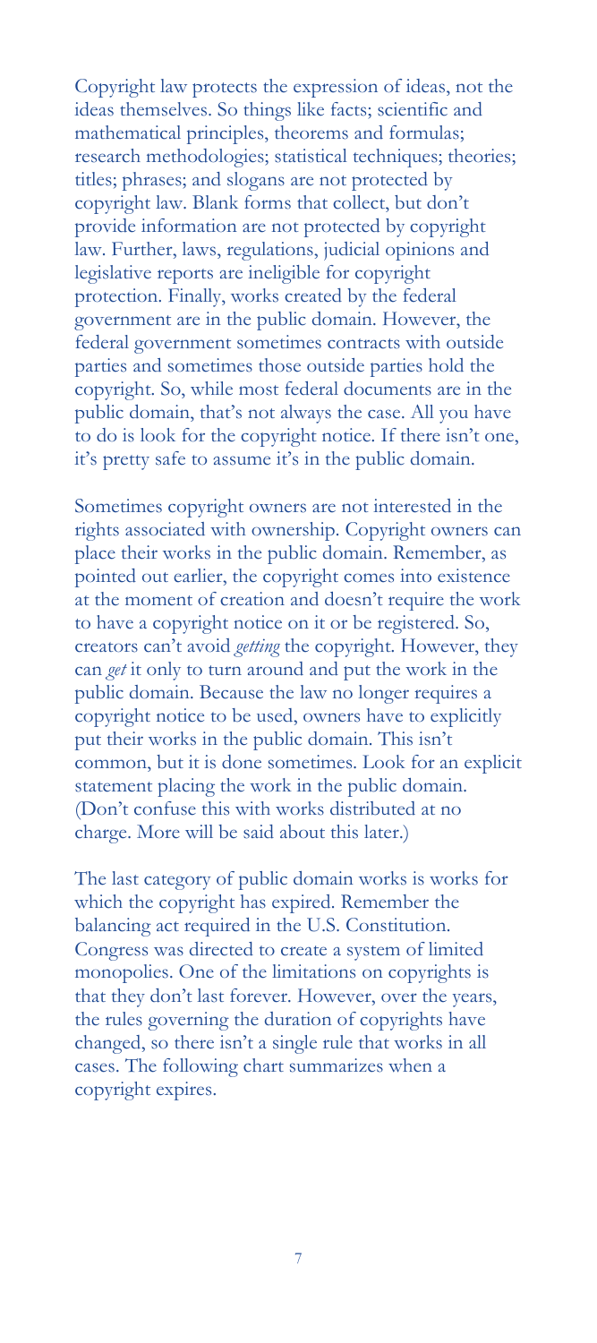Copyright law protects the expression of ideas, not the ideas themselves. So things like facts; scientific and mathematical principles, theorems and formulas; research methodologies; statistical techniques; theories; titles; phrases; and slogans are not protected by copyright law. Blank forms that collect, but don't provide information are not protected by copyright law. Further, laws, regulations, judicial opinions and legislative reports are ineligible for copyright protection. Finally, works created by the federal government are in the public domain. However, the federal government sometimes contracts with outside parties and sometimes those outside parties hold the copyright. So, while most federal documents are in the public domain, that's not always the case. All you have to do is look for the copyright notice. If there isn't one, it's pretty safe to assume it's in the public domain.

Sometimes copyright owners are not interested in the rights associated with ownership. Copyright owners can place their works in the public domain. Remember, as pointed out earlier, the copyright comes into existence at the moment of creation and doesn't require the work to have a copyright notice on it or be registered. So, creators can't avoid *getting* the copyright. However, they can *get* it only to turn around and put the work in the public domain. Because the law no longer requires a copyright notice to be used, owners have to explicitly put their works in the public domain. This isn't common, but it is done sometimes. Look for an explicit statement placing the work in the public domain. (Don't confuse this with works distributed at no charge. More will be said about this later.)

The last category of public domain works is works for which the copyright has expired. Remember the balancing act required in the U.S. Constitution. Congress was directed to create a system of limited monopolies. One of the limitations on copyrights is that they don't last forever. However, over the years, the rules governing the duration of copyrights have changed, so there isn't a single rule that works in all cases. The following chart summarizes when a copyright expires.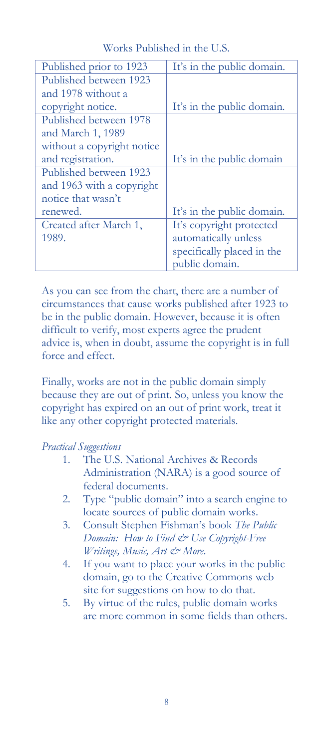Works Published in the U.S.

| | |
|---|---|
| Published prior to 1923 | It's in the public domain. |
| Published between 1923 and 1978 without a copyright notice. | It's in the public domain. |
| Published between 1978 and March 1, 1989 without a copyright notice and registration. | It's in the public domain |
| Published between 1923 and 1963 with a copyright notice that wasn't renewed. | It's in the public domain. |
| Created after March 1, 1989. | It's copyright protected automatically unless specifically placed in the public domain. |

As you can see from the chart, there are a number of circumstances that cause works published after 1923 to be in the public domain. However, because it is often difficult to verify, most experts agree the prudent advice is, when in doubt, assume the copyright is in full force and effect.

Finally, works are not in the public domain simply because they are out of print. So, unless you know the copyright has expired on an out of print work, treat it like any other copyright protected materials.

*Practical Suggestions*

1. The U.S. National Archives & Records Administration (NARA) is a good source of federal documents.
2. Type "public domain" into a search engine to locate sources of public domain works.
3. Consult Stephen Fishman's book *The Public Domain: How to Find & Use Copyright-Free Writings, Music, Art & More.*
4. If you want to place your works in the public domain, go to the Creative Commons web site for suggestions on how to do that.
5. By virtue of the rules, public domain works are more common in some fields than others.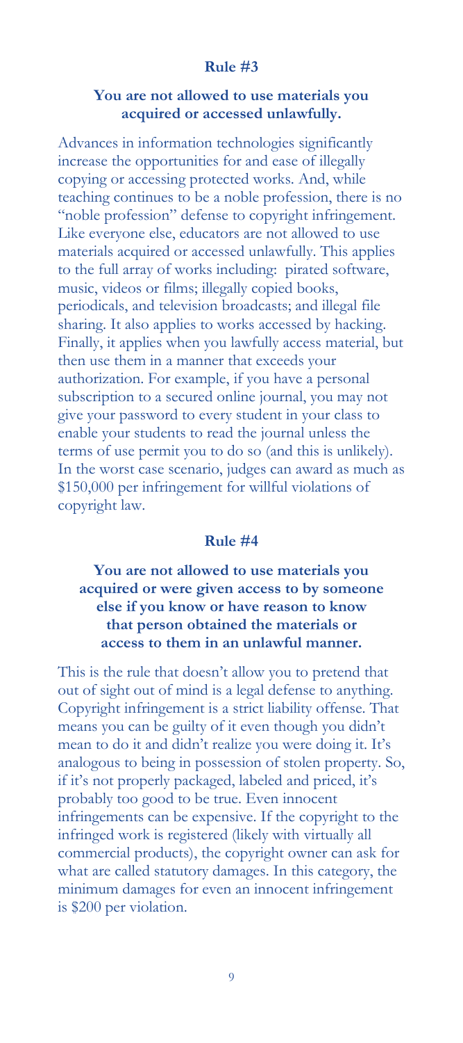## Rule #3

**You are not allowed to use materials you acquired or accessed unlawfully.**

Advances in information technologies significantly increase the opportunities for and ease of illegally copying or accessing protected works. And, while teaching continues to be a noble profession, there is no "noble profession" defense to copyright infringement. Like everyone else, educators are not allowed to use materials acquired or accessed unlawfully. This applies to the full array of works including: pirated software, music, videos or films; illegally copied books, periodicals, and television broadcasts; and illegal file sharing. It also applies to works accessed by hacking. Finally, it applies when you lawfully access material, but then use them in a manner that exceeds your authorization. For example, if you have a personal subscription to a secured online journal, you may not give your password to every student in your class to enable your students to read the journal unless the terms of use permit you to do so (and this is unlikely). In the worst case scenario, judges can award as much as $150,000 per infringement for willful violations of copyright law.

## Rule #4

**You are not allowed to use materials you acquired or were given access to by someone else if you know or have reason to know that person obtained the materials or access to them in an unlawful manner.**

This is the rule that doesn't allow you to pretend that out of sight out of mind is a legal defense to anything. Copyright infringement is a strict liability offense. That means you can be guilty of it even though you didn't mean to do it and didn't realize you were doing it. It's analogous to being in possession of stolen property. So, if it's not properly packaged, labeled and priced, it's probably too good to be true. Even innocent infringements can be expensive. If the copyright to the infringed work is registered (likely with virtually all commercial products), the copyright owner can ask for what are called statutory damages. In this category, the minimum damages for even an innocent infringement is $200 per violation.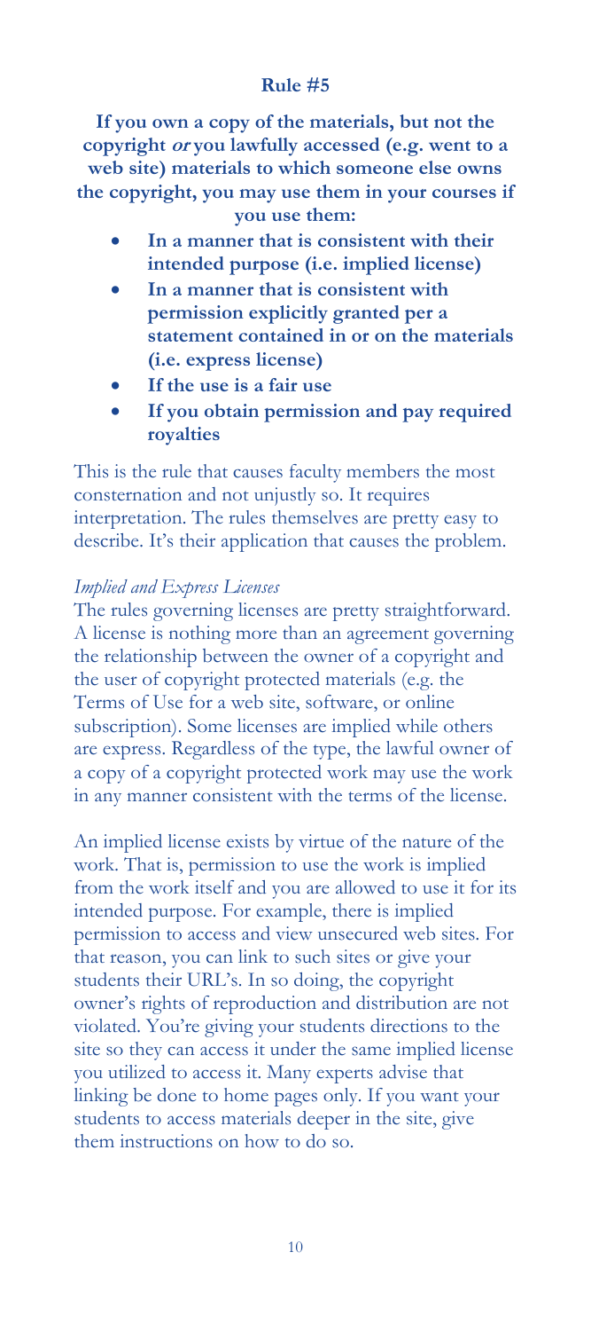## Rule #5

**If you own a copy of the materials, but not the copyright *or* you lawfully accessed (e.g. went to a web site) materials to which someone else owns the copyright, you may use them in your courses if you use them:**

- **In a manner that is consistent with their intended purpose (i.e. implied license)**
- **In a manner that is consistent with permission explicitly granted per a statement contained in or on the materials (i.e. express license)**
- **If the use is a fair use**
- **If you obtain permission and pay required royalties**

This is the rule that causes faculty members the most consternation and not unjustly so. It requires interpretation. The rules themselves are pretty easy to describe. It's their application that causes the problem.

*Implied and Express Licenses*

The rules governing licenses are pretty straightforward. A license is nothing more than an agreement governing the relationship between the owner of a copyright and the user of copyright protected materials (e.g. the Terms of Use for a web site, software, or online subscription). Some licenses are implied while others are express. Regardless of the type, the lawful owner of a copy of a copyright protected work may use the work in any manner consistent with the terms of the license.

An implied license exists by virtue of the nature of the work. That is, permission to use the work is implied from the work itself and you are allowed to use it for its intended purpose. For example, there is implied permission to access and view unsecured web sites. For that reason, you can link to such sites or give your students their URL's. In so doing, the copyright owner's rights of reproduction and distribution are not violated. You're giving your students directions to the site so they can access it under the same implied license you utilized to access it. Many experts advise that linking be done to home pages only. If you want your students to access materials deeper in the site, give them instructions on how to do so.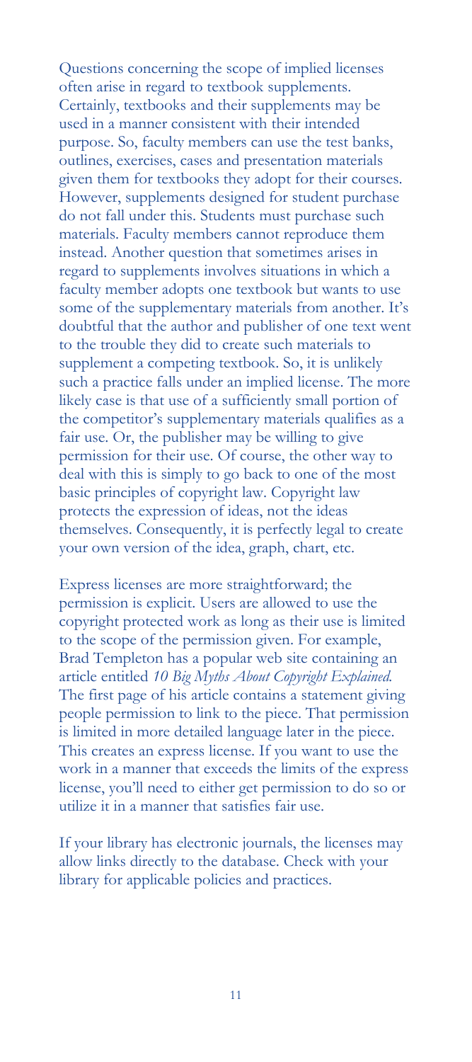Questions concerning the scope of implied licenses often arise in regard to textbook supplements. Certainly, textbooks and their supplements may be used in a manner consistent with their intended purpose. So, faculty members can use the test banks, outlines, exercises, cases and presentation materials given them for textbooks they adopt for their courses. However, supplements designed for student purchase do not fall under this. Students must purchase such materials. Faculty members cannot reproduce them instead. Another question that sometimes arises in regard to supplements involves situations in which a faculty member adopts one textbook but wants to use some of the supplementary materials from another. It's doubtful that the author and publisher of one text went to the trouble they did to create such materials to supplement a competing textbook. So, it is unlikely such a practice falls under an implied license. The more likely case is that use of a sufficiently small portion of the competitor's supplementary materials qualifies as a fair use. Or, the publisher may be willing to give permission for their use. Of course, the other way to deal with this is simply to go back to one of the most basic principles of copyright law. Copyright law protects the expression of ideas, not the ideas themselves. Consequently, it is perfectly legal to create your own version of the idea, graph, chart, etc.

Express licenses are more straightforward; the permission is explicit. Users are allowed to use the copyright protected work as long as their use is limited to the scope of the permission given. For example, Brad Templeton has a popular web site containing an article entitled *10 Big Myths About Copyright Explained*. The first page of his article contains a statement giving people permission to link to the piece. That permission is limited in more detailed language later in the piece. This creates an express license. If you want to use the work in a manner that exceeds the limits of the express license, you'll need to either get permission to do so or utilize it in a manner that satisfies fair use.

If your library has electronic journals, the licenses may allow links directly to the database. Check with your library for applicable policies and practices.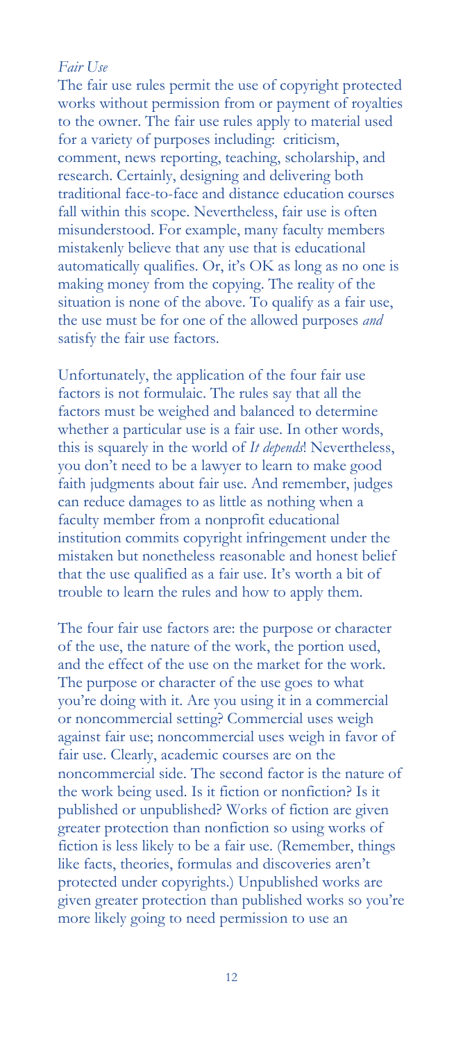*Fair Use*

The fair use rules permit the use of copyright protected works without permission from or payment of royalties to the owner. The fair use rules apply to material used for a variety of purposes including: criticism, comment, news reporting, teaching, scholarship, and research. Certainly, designing and delivering both traditional face-to-face and distance education courses fall within this scope. Nevertheless, fair use is often misunderstood. For example, many faculty members mistakenly believe that any use that is educational automatically qualifies. Or, it's OK as long as no one is making money from the copying. The reality of the situation is none of the above. To qualify as a fair use, the use must be for one of the allowed purposes *and* satisfy the fair use factors.

Unfortunately, the application of the four fair use factors is not formulaic. The rules say that all the factors must be weighed and balanced to determine whether a particular use is a fair use. In other words, this is squarely in the world of *It depends*! Nevertheless, you don't need to be a lawyer to learn to make good faith judgments about fair use. And remember, judges can reduce damages to as little as nothing when a faculty member from a nonprofit educational institution commits copyright infringement under the mistaken but nonetheless reasonable and honest belief that the use qualified as a fair use. It's worth a bit of trouble to learn the rules and how to apply them.

The four fair use factors are: the purpose or character of the use, the nature of the work, the portion used, and the effect of the use on the market for the work. The purpose or character of the use goes to what you're doing with it. Are you using it in a commercial or noncommercial setting? Commercial uses weigh against fair use; noncommercial uses weigh in favor of fair use. Clearly, academic courses are on the noncommercial side. The second factor is the nature of the work being used. Is it fiction or nonfiction? Is it published or unpublished? Works of fiction are given greater protection than nonfiction so using works of fiction is less likely to be a fair use. (Remember, things like facts, theories, formulas and discoveries aren't protected under copyrights.) Unpublished works are given greater protection than published works so you're more likely going to need permission to use an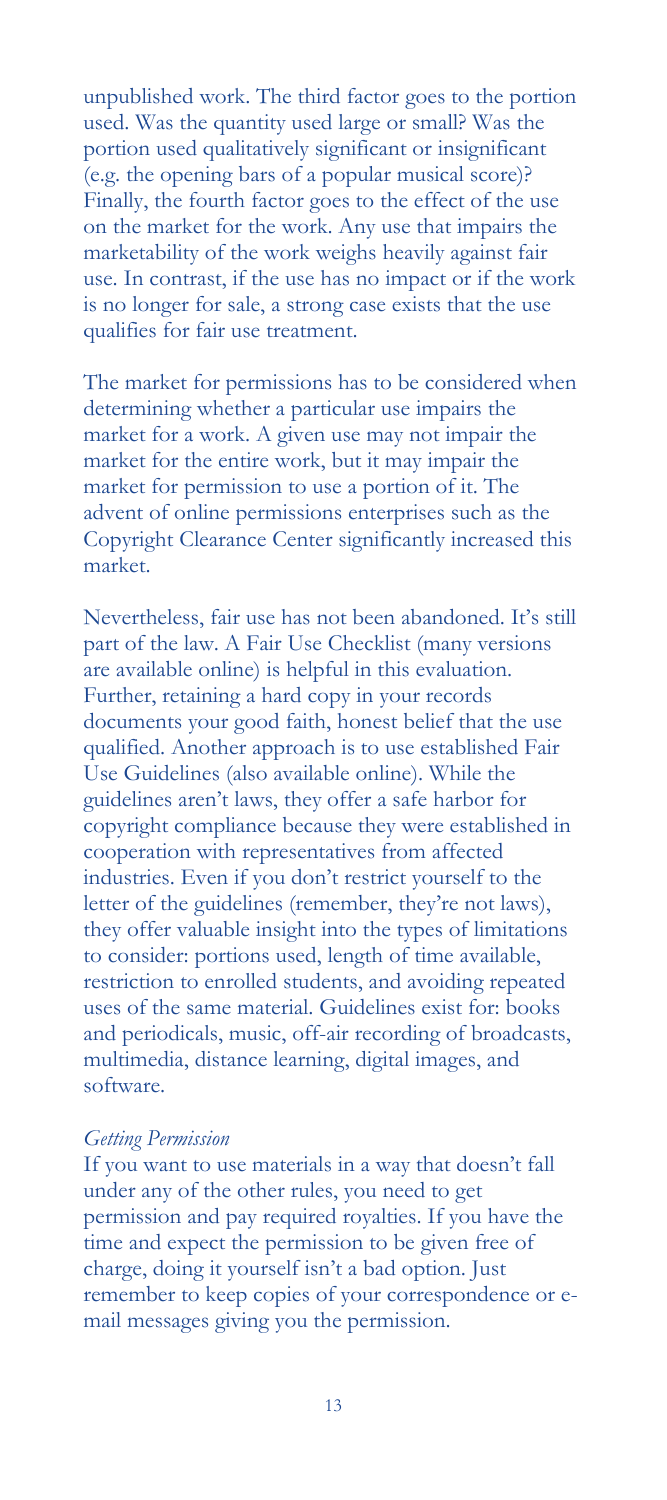unpublished work. The third factor goes to the portion used. Was the quantity used large or small? Was the portion used qualitatively significant or insignificant (e.g. the opening bars of a popular musical score)? Finally, the fourth factor goes to the effect of the use on the market for the work. Any use that impairs the marketability of the work weighs heavily against fair use. In contrast, if the use has no impact or if the work is no longer for sale, a strong case exists that the use qualifies for fair use treatment.

The market for permissions has to be considered when determining whether a particular use impairs the market for a work. A given use may not impair the market for the entire work, but it may impair the market for permission to use a portion of it. The advent of online permissions enterprises such as the Copyright Clearance Center significantly increased this market.

Nevertheless, fair use has not been abandoned. It's still part of the law. A Fair Use Checklist (many versions are available online) is helpful in this evaluation. Further, retaining a hard copy in your records documents your good faith, honest belief that the use qualified. Another approach is to use established Fair Use Guidelines (also available online). While the guidelines aren't laws, they offer a safe harbor for copyright compliance because they were established in cooperation with representatives from affected industries. Even if you don't restrict yourself to the letter of the guidelines (remember, they're not laws), they offer valuable insight into the types of limitations to consider: portions used, length of time available, restriction to enrolled students, and avoiding repeated uses of the same material. Guidelines exist for: books and periodicals, music, off-air recording of broadcasts, multimedia, distance learning, digital images, and software.

*Getting Permission*

If you want to use materials in a way that doesn't fall under any of the other rules, you need to get permission and pay required royalties. If you have the time and expect the permission to be given free of charge, doing it yourself isn't a bad option. Just remember to keep copies of your correspondence or e-mail messages giving you the permission.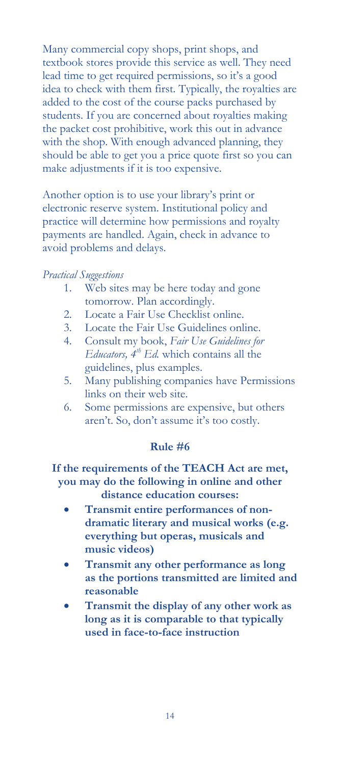Many commercial copy shops, print shops, and textbook stores provide this service as well. They need lead time to get required permissions, so it's a good idea to check with them first. Typically, the royalties are added to the cost of the course packs purchased by students. If you are concerned about royalties making the packet cost prohibitive, work this out in advance with the shop. With enough advanced planning, they should be able to get you a price quote first so you can make adjustments if it is too expensive.

Another option is to use your library's print or electronic reserve system. Institutional policy and practice will determine how permissions and royalty payments are handled. Again, check in advance to avoid problems and delays.

*Practical Suggestions*

1. Web sites may be here today and gone tomorrow. Plan accordingly.
2. Locate a Fair Use Checklist online.
3. Locate the Fair Use Guidelines online.
4. Consult my book, *Fair Use Guidelines for Educators, 4th Ed.* which contains all the guidelines, plus examples.
5. Many publishing companies have Permissions links on their web site.
6. Some permissions are expensive, but others aren't. So, don't assume it's too costly.

### Rule #6

**If the requirements of the TEACH Act are met, you may do the following in online and other distance education courses:**

- **Transmit entire performances of non-dramatic literary and musical works (e.g. everything but operas, musicals and music videos)**
- **Transmit any other performance as long as the portions transmitted are limited and reasonable**
- **Transmit the display of any other work as long as it is comparable to that typically used in face-to-face instruction**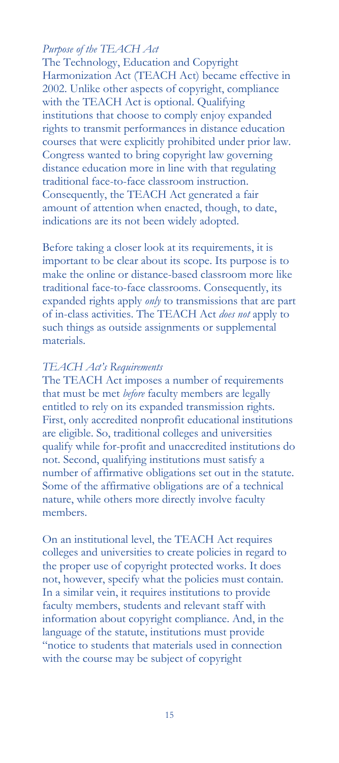*Purpose of the TEACH Act*

The Technology, Education and Copyright Harmonization Act (TEACH Act) became effective in 2002. Unlike other aspects of copyright, compliance with the TEACH Act is optional. Qualifying institutions that choose to comply enjoy expanded rights to transmit performances in distance education courses that were explicitly prohibited under prior law. Congress wanted to bring copyright law governing distance education more in line with that regulating traditional face-to-face classroom instruction. Consequently, the TEACH Act generated a fair amount of attention when enacted, though, to date, indications are its not been widely adopted.

Before taking a closer look at its requirements, it is important to be clear about its scope. Its purpose is to make the online or distance-based classroom more like traditional face-to-face classrooms. Consequently, its expanded rights apply *only* to transmissions that are part of in-class activities. The TEACH Act *does not* apply to such things as outside assignments or supplemental materials.

*TEACH Act's Requirements*

The TEACH Act imposes a number of requirements that must be met *before* faculty members are legally entitled to rely on its expanded transmission rights. First, only accredited nonprofit educational institutions are eligible. So, traditional colleges and universities qualify while for-profit and unaccredited institutions do not. Second, qualifying institutions must satisfy a number of affirmative obligations set out in the statute. Some of the affirmative obligations are of a technical nature, while others more directly involve faculty members.

On an institutional level, the TEACH Act requires colleges and universities to create policies in regard to the proper use of copyright protected works. It does not, however, specify what the policies must contain. In a similar vein, it requires institutions to provide faculty members, students and relevant staff with information about copyright compliance. And, in the language of the statute, institutions must provide "notice to students that materials used in connection with the course may be subject of copyright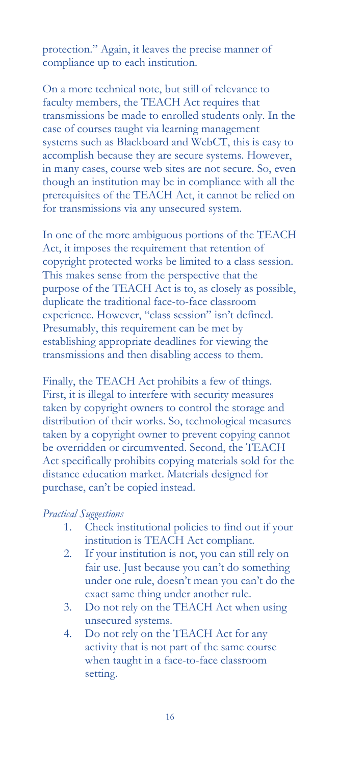protection." Again, it leaves the precise manner of compliance up to each institution.

On a more technical note, but still of relevance to faculty members, the TEACH Act requires that transmissions be made to enrolled students only. In the case of courses taught via learning management systems such as Blackboard and WebCT, this is easy to accomplish because they are secure systems. However, in many cases, course web sites are not secure. So, even though an institution may be in compliance with all the prerequisites of the TEACH Act, it cannot be relied on for transmissions via any unsecured system.

In one of the more ambiguous portions of the TEACH Act, it imposes the requirement that retention of copyright protected works be limited to a class session. This makes sense from the perspective that the purpose of the TEACH Act is to, as closely as possible, duplicate the traditional face-to-face classroom experience. However, "class session" isn't defined. Presumably, this requirement can be met by establishing appropriate deadlines for viewing the transmissions and then disabling access to them.

Finally, the TEACH Act prohibits a few of things. First, it is illegal to interfere with security measures taken by copyright owners to control the storage and distribution of their works. So, technological measures taken by a copyright owner to prevent copying cannot be overridden or circumvented. Second, the TEACH Act specifically prohibits copying materials sold for the distance education market. Materials designed for purchase, can't be copied instead.

*Practical Suggestions*

1. Check institutional policies to find out if your institution is TEACH Act compliant.
2. If your institution is not, you can still rely on fair use. Just because you can't do something under one rule, doesn't mean you can't do the exact same thing under another rule.
3. Do not rely on the TEACH Act when using unsecured systems.
4. Do not rely on the TEACH Act for any activity that is not part of the same course when taught in a face-to-face classroom setting.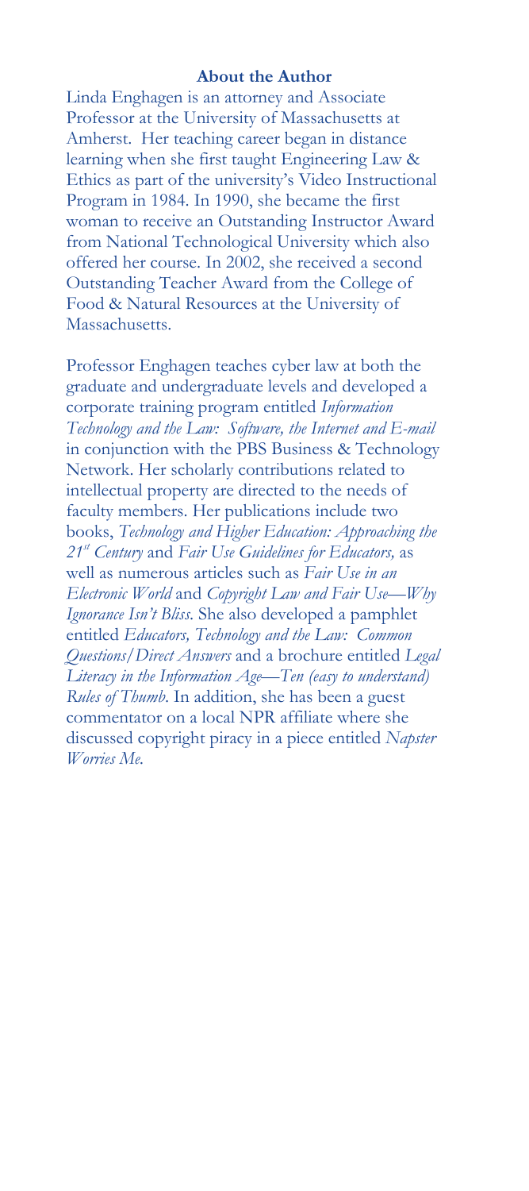## About the Author

Linda Enghagen is an attorney and Associate Professor at the University of Massachusetts at Amherst. Her teaching career began in distance learning when she first taught Engineering Law & Ethics as part of the university's Video Instructional Program in 1984. In 1990, she became the first woman to receive an Outstanding Instructor Award from National Technological University which also offered her course. In 2002, she received a second Outstanding Teacher Award from the College of Food & Natural Resources at the University of Massachusetts.

Professor Enghagen teaches cyber law at both the graduate and undergraduate levels and developed a corporate training program entitled *Information Technology and the Law: Software, the Internet and E-mail* in conjunction with the PBS Business & Technology Network. Her scholarly contributions related to intellectual property are directed to the needs of faculty members. Her publications include two books, *Technology and Higher Education: Approaching the 21st Century* and *Fair Use Guidelines for Educators,* as well as numerous articles such as *Fair Use in an Electronic World* and *Copyright Law and Fair Use—Why Ignorance Isn't Bliss.* She also developed a pamphlet entitled *Educators, Technology and the Law: Common Questions/Direct Answers* and a brochure entitled *Legal Literacy in the Information Age—Ten (easy to understand) Rules of Thumb*. In addition, she has been a guest commentator on a local NPR affiliate where she discussed copyright piracy in a piece entitled *Napster Worries Me.*